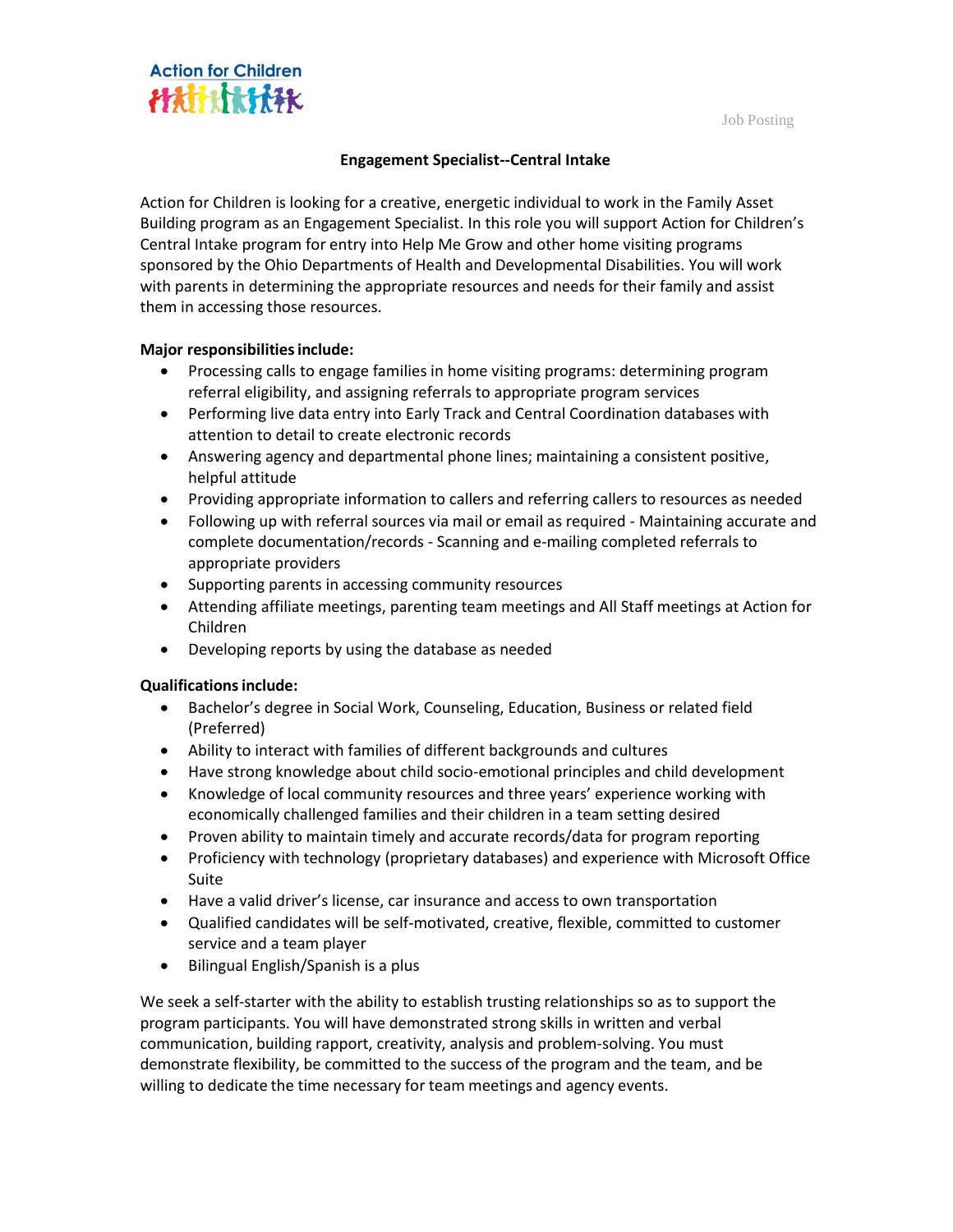Action for Children

Job Posting

## Engagement Specialist--Central Intake

Action for Children is looking for a creative, energetic individual to work in the Family Asset Building program as an Engagement Specialist. In this role you will support Action for Children's Central Intake program for entry into Help Me Grow and other home visiting programs sponsored by the Ohio Departments of Health and Developmental Disabilities. You will work with parents in determining the appropriate resources and needs for their family and assist them in accessing those resources.

**Major responsibilities include:**

- Processing calls to engage families in home visiting programs: determining program referral eligibility, and assigning referrals to appropriate program services
- Performing live data entry into Early Track and Central Coordination databases with attention to detail to create electronic records
- Answering agency and departmental phone lines; maintaining a consistent positive, helpful attitude
- Providing appropriate information to callers and referring callers to resources as needed
- Following up with referral sources via mail or email as required - Maintaining accurate and complete documentation/records - Scanning and e-mailing completed referrals to appropriate providers
- Supporting parents in accessing community resources
- Attending affiliate meetings, parenting team meetings and All Staff meetings at Action for Children
- Developing reports by using the database as needed

**Qualifications include:**

- Bachelor's degree in Social Work, Counseling, Education, Business or related field (Preferred)
- Ability to interact with families of different backgrounds and cultures
- Have strong knowledge about child socio-emotional principles and child development
- Knowledge of local community resources and three years' experience working with economically challenged families and their children in a team setting desired
- Proven ability to maintain timely and accurate records/data for program reporting
- Proficiency with technology (proprietary databases) and experience with Microsoft Office Suite
- Have a valid driver's license, car insurance and access to own transportation
- Qualified candidates will be self-motivated, creative, flexible, committed to customer service and a team player
- Bilingual English/Spanish is a plus

We seek a self-starter with the ability to establish trusting relationships so as to support the program participants. You will have demonstrated strong skills in written and verbal communication, building rapport, creativity, analysis and problem-solving. You must demonstrate flexibility, be committed to the success of the program and the team, and be willing to dedicate the time necessary for team meetings and agency events.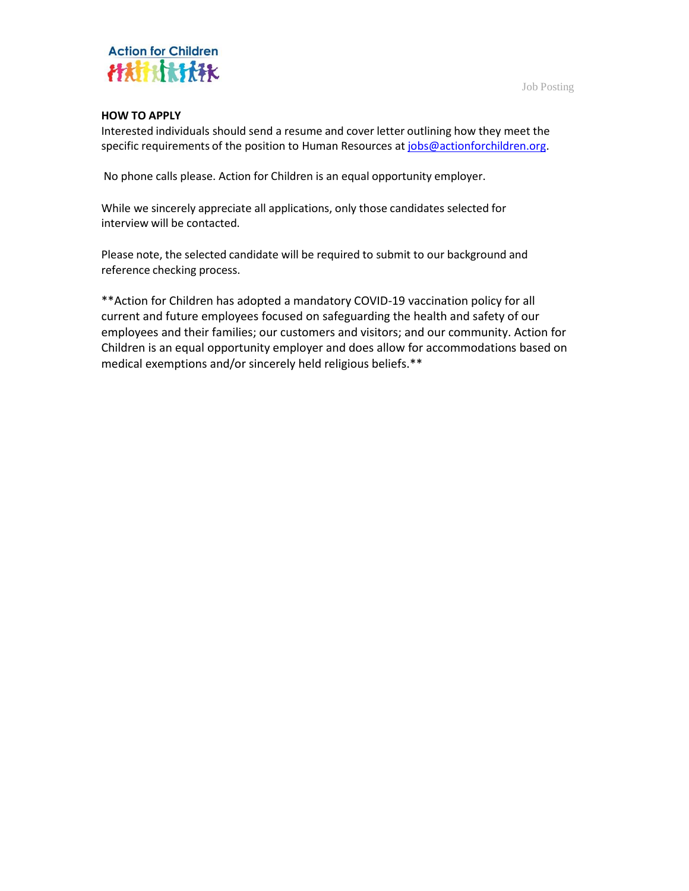**HOW TO APPLY**

Interested individuals should send a resume and cover letter outlining how they meet the specific requirements of the position to Human Resources at jobs@actionforchildren.org.

No phone calls please. Action for Children is an equal opportunity employer.

While we sincerely appreciate all applications, only those candidates selected for interview will be contacted.

Please note, the selected candidate will be required to submit to our background and reference checking process.

**Action for Children has adopted a mandatory COVID-19 vaccination policy for all current and future employees focused on safeguarding the health and safety of our employees and their families; our customers and visitors; and our community. Action for Children is an equal opportunity employer and does allow for accommodations based on medical exemptions and/or sincerely held religious beliefs.**